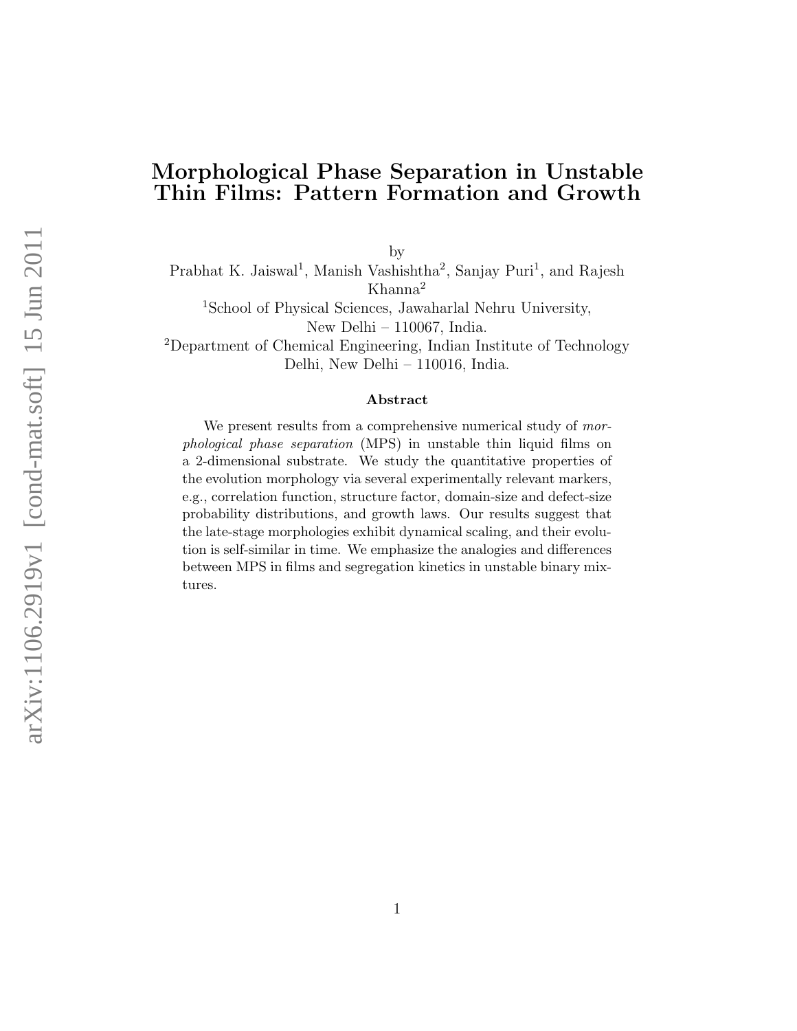# Morphological Phase Separation in Unstable Thin Films: Pattern Formation and Growth

by

Prabhat K. Jaiswal[1], Manish Vashishtha[2], Sanjay Puri[1], and Rajesh Khanna[2]

[1]School of Physical Sciences, Jawaharlal Nehru University, New Delhi – 110067, India.

[2]Department of Chemical Engineering, Indian Institute of Technology Delhi, New Delhi – 110016, India.

### Abstract

We present results from a comprehensive numerical study of *morphological phase separation* (MPS) in unstable thin liquid films on a 2-dimensional substrate. We study the quantitative properties of the evolution morphology via several experimentally relevant markers, e.g., correlation function, structure factor, domain-size and defect-size probability distributions, and growth laws. Our results suggest that the late-stage morphologies exhibit dynamical scaling, and their evolution is self-similar in time. We emphasize the analogies and differences between MPS in films and segregation kinetics in unstable binary mixtures.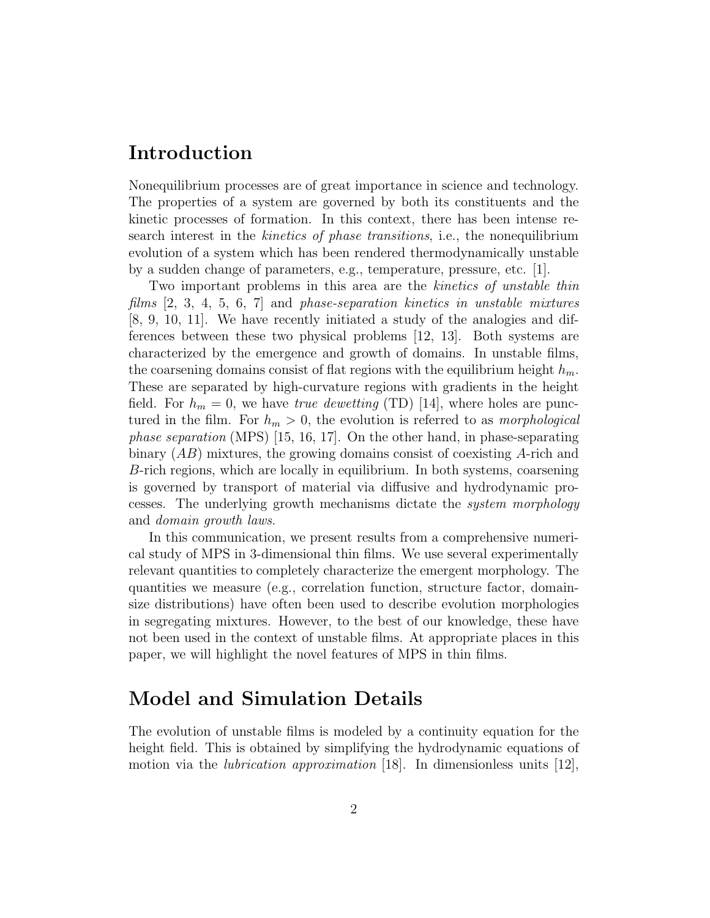## Introduction

Nonequilibrium processes are of great importance in science and technology. The properties of a system are governed by both its constituents and the kinetic processes of formation. In this context, there has been intense research interest in the *kinetics of phase transitions*, i.e., the nonequilibrium evolution of a system which has been rendered thermodynamically unstable by a sudden change of parameters, e.g., temperature, pressure, etc. [1].

Two important problems in this area are the *kinetics of unstable thin films* [2, 3, 4, 5, 6, 7] and *phase-separation kinetics in unstable mixtures* [8, 9, 10, 11]. We have recently initiated a study of the analogies and differences between these two physical problems [12, 13]. Both systems are characterized by the emergence and growth of domains. In unstable films, the coarsening domains consist of flat regions with the equilibrium height $h_m$. These are separated by high-curvature regions with gradients in the height field. For $h_m = 0$, we have *true dewetting* (TD) [14], where holes are punctured in the film. For $h_m > 0$, the evolution is referred to as *morphological phase separation* (MPS) [15, 16, 17]. On the other hand, in phase-separating binary ($AB$) mixtures, the growing domains consist of coexisting $A$-rich and $B$-rich regions, which are locally in equilibrium. In both systems, coarsening is governed by transport of material via diffusive and hydrodynamic processes. The underlying growth mechanisms dictate the *system morphology* and *domain growth laws*.

In this communication, we present results from a comprehensive numerical study of MPS in 3-dimensional thin films. We use several experimentally relevant quantities to completely characterize the emergent morphology. The quantities we measure (e.g., correlation function, structure factor, domain-size distributions) have often been used to describe evolution morphologies in segregating mixtures. However, to the best of our knowledge, these have not been used in the context of unstable films. At appropriate places in this paper, we will highlight the novel features of MPS in thin films.

## Model and Simulation Details

The evolution of unstable films is modeled by a continuity equation for the height field. This is obtained by simplifying the hydrodynamic equations of motion via the *lubrication approximation* [18]. In dimensionless units [12],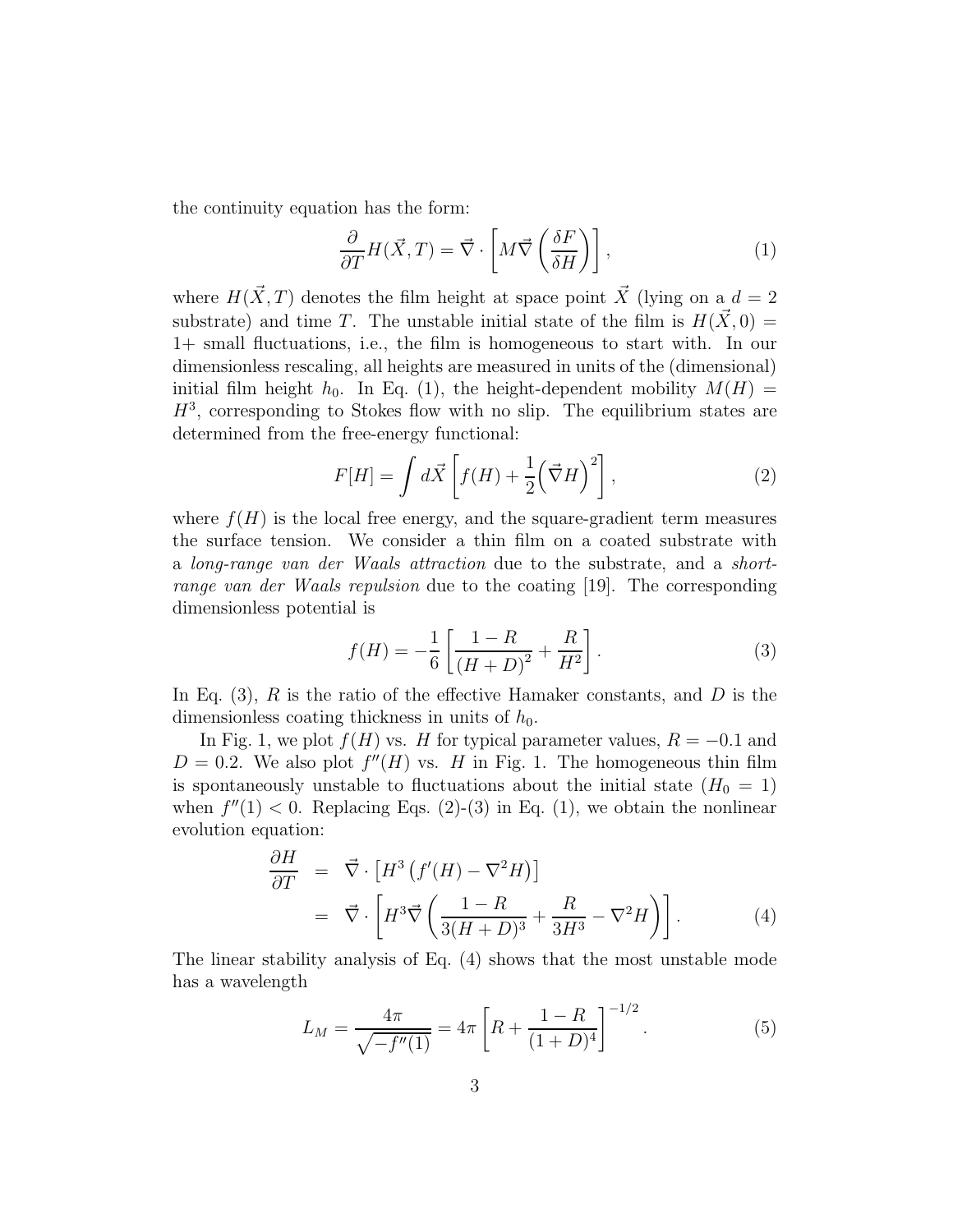the continuity equation has the form:

$$\frac{\partial}{\partial T} H(\vec{X}, T) = \vec{\nabla} \cdot \left[ M \vec{\nabla} \left( \frac{\delta F}{\delta H} \right) \right], \tag{1}$$

where $H(\vec{X}, T)$ denotes the film height at space point $\vec{X}$ (lying on a $d = 2$ substrate) and time $T$. The unstable initial state of the film is $H(\vec{X}, 0) = 1+$ small fluctuations, i.e., the film is homogeneous to start with. In our dimensionless rescaling, all heights are measured in units of the (dimensional) initial film height $h_0$. In Eq. (1), the height-dependent mobility $M(H) = H^3$, corresponding to Stokes flow with no slip. The equilibrium states are determined from the free-energy functional:

$$F[H] = \int d\vec{X} \left[ f(H) + \frac{1}{2} \left( \vec{\nabla} H \right)^2 \right], \tag{2}$$

where $f(H)$ is the local free energy, and the square-gradient term measures the surface tension. We consider a thin film on a coated substrate with a *long-range van der Waals attraction* due to the substrate, and a *short-range van der Waals repulsion* due to the coating [19]. The corresponding dimensionless potential is

$$f(H) = -\frac{1}{6} \left[ \frac{1-R}{(H+D)^2} + \frac{R}{H^2} \right]. \tag{3}$$

In Eq. (3), $R$ is the ratio of the effective Hamaker constants, and $D$ is the dimensionless coating thickness in units of $h_0$.

In Fig. 1, we plot $f(H)$ vs. $H$ for typical parameter values, $R = -0.1$ and $D = 0.2$. We also plot $f''(H)$ vs. $H$ in Fig. 1. The homogeneous thin film is spontaneously unstable to fluctuations about the initial state ($H_0 = 1$) when $f''(1) < 0$. Replacing Eqs. (2)-(3) in Eq. (1), we obtain the nonlinear evolution equation:

$$\begin{aligned} \frac{\partial H}{\partial T} &= \vec{\nabla} \cdot \left[ H^3 \left( f'(H) - \nabla^2 H \right) \right] \\ &= \vec{\nabla} \cdot \left[ H^3 \vec{\nabla} \left( \frac{1-R}{3(H+D)^3} + \frac{R}{3H^3} - \nabla^2 H \right) \right]. \end{aligned} \tag{4}$$

The linear stability analysis of Eq. (4) shows that the most unstable mode has a wavelength

$$L_M = \frac{4\pi}{\sqrt{-f''(1)}} = 4\pi \left[ R + \frac{1-R}{(1+D)^4} \right]^{-1/2}. \tag{5}$$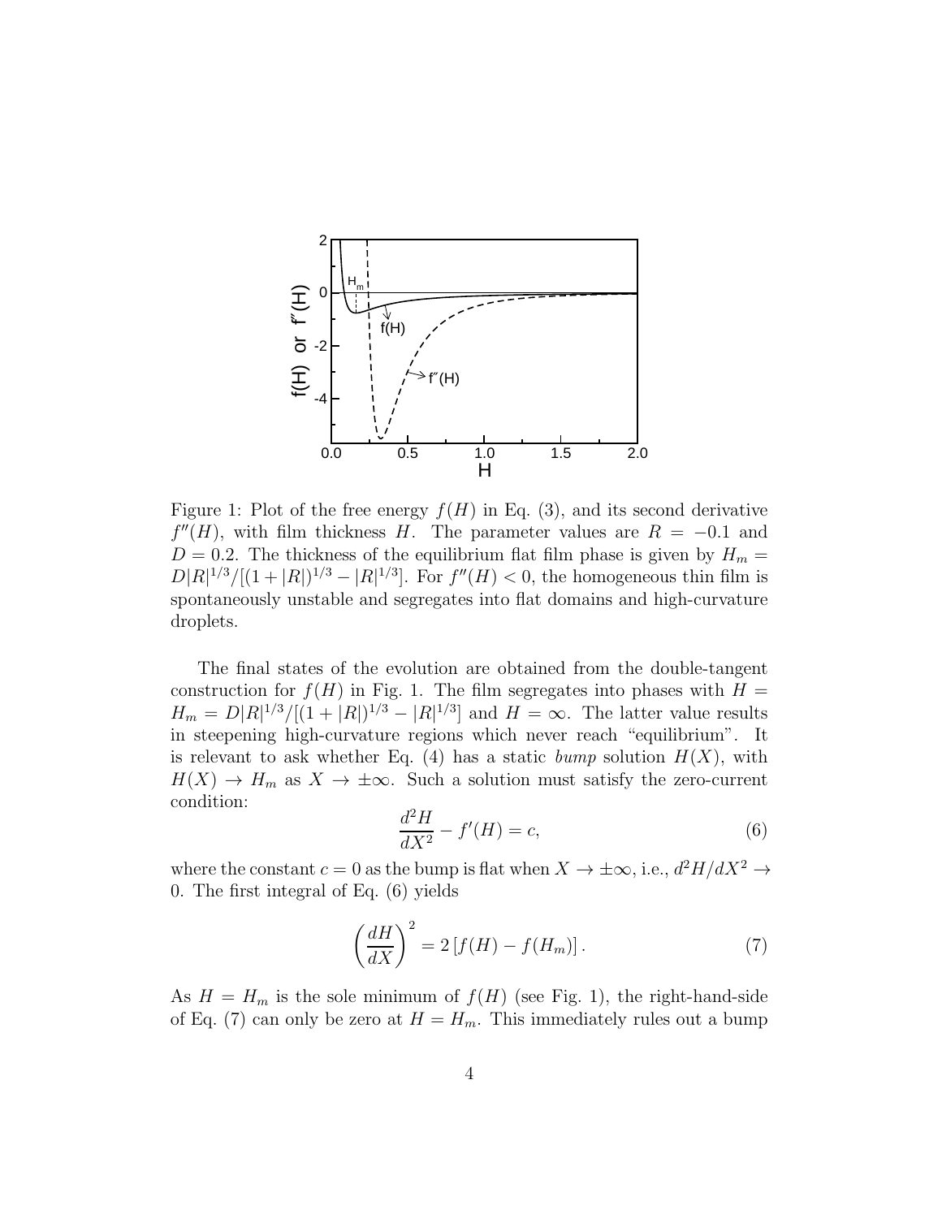Figure 1: Plot of the free energy $f(H)$ in Eq. (3), and its second derivative $f''(H)$, with film thickness $H$. The parameter values are $R = -0.1$ and $D = 0.2$. The thickness of the equilibrium flat film phase is given by $H_m = D|R|^{1/3}/[(1+|R|)^{1/3} - |R|^{1/3}]$. For $f''(H) < 0$, the homogeneous thin film is spontaneously unstable and segregates into flat domains and high-curvature droplets.

The final states of the evolution are obtained from the double-tangent construction for $f(H)$ in Fig. 1. The film segregates into phases with $H = H_m = D|R|^{1/3}/[(1+|R|)^{1/3} - |R|^{1/3}]$ and $H = \infty$. The latter value results in steepening high-curvature regions which never reach "equilibrium". It is relevant to ask whether Eq. (4) has a static *bump* solution $H(X)$, with $H(X) \to H_m$ as $X \to \pm\infty$. Such a solution must satisfy the zero-current condition:

$$\frac{d^2H}{dX^2} - f'(H) = c, \tag{6}$$

where the constant $c = 0$ as the bump is flat when $X \to \pm\infty$, i.e., $d^2H/dX^2 \to 0$. The first integral of Eq. (6) yields

$$\left(\frac{dH}{dX}\right)^2 = 2\left[f(H) - f(H_m)\right]. \tag{7}$$

As $H = H_m$ is the sole minimum of $f(H)$ (see Fig. 1), the right-hand-side of Eq. (7) can only be zero at $H = H_m$. This immediately rules out a bump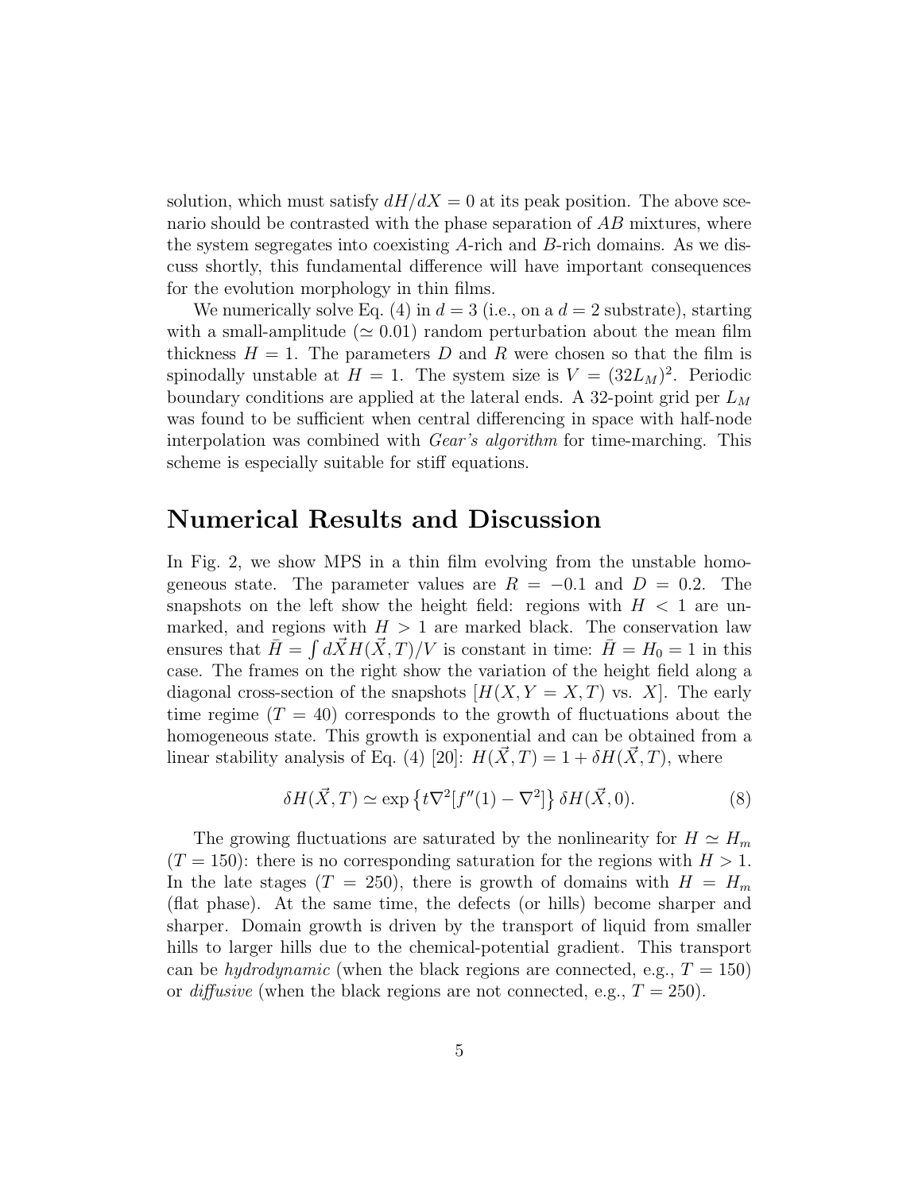solution, which must satisfy $dH/dX = 0$ at its peak position. The above scenario should be contrasted with the phase separation of $AB$ mixtures, where the system segregates into coexisting $A$-rich and $B$-rich domains. As we discuss shortly, this fundamental difference will have important consequences for the evolution morphology in thin films.

We numerically solve Eq. (4) in $d = 3$ (i.e., on a $d = 2$ substrate), starting with a small-amplitude ($\simeq 0.01$) random perturbation about the mean film thickness $H = 1$. The parameters $D$ and $R$ were chosen so that the film is spinodally unstable at $H = 1$. The system size is $V = (32L_M)^2$. Periodic boundary conditions are applied at the lateral ends. A 32-point grid per $L_M$ was found to be sufficient when central differencing in space with half-node interpolation was combined with *Gear's algorithm* for time-marching. This scheme is especially suitable for stiff equations.

## Numerical Results and Discussion

In Fig. 2, we show MPS in a thin film evolving from the unstable homogeneous state. The parameter values are $R = -0.1$ and $D = 0.2$. The snapshots on the left show the height field: regions with $H < 1$ are unmarked, and regions with $H > 1$ are marked black. The conservation law ensures that $\bar{H} = \int d\vec{X} H(\vec{X}, T)/V$ is constant in time: $\bar{H} = H_0 = 1$ in this case. The frames on the right show the variation of the height field along a diagonal cross-section of the snapshots $[H(X, Y = X, T)$ vs. $X]$. The early time regime ($T = 40$) corresponds to the growth of fluctuations about the homogeneous state. This growth is exponential and can be obtained from a linear stability analysis of Eq. (4) [20]: $H(\vec{X}, T) = 1 + \delta H(\vec{X}, T)$, where

$$\delta H(\vec{X}, T) \simeq \exp\left\{t\nabla^2[f''(1) - \nabla^2]\right\} \delta H(\vec{X}, 0). \tag{8}$$

The growing fluctuations are saturated by the nonlinearity for $H \simeq H_m$ ($T = 150$): there is no corresponding saturation for the regions with $H > 1$. In the late stages ($T = 250$), there is growth of domains with $H = H_m$ (flat phase). At the same time, the defects (or hills) become sharper and sharper. Domain growth is driven by the transport of liquid from smaller hills to larger hills due to the chemical-potential gradient. This transport can be *hydrodynamic* (when the black regions are connected, e.g., $T = 150$) or *diffusive* (when the black regions are not connected, e.g., $T = 250$).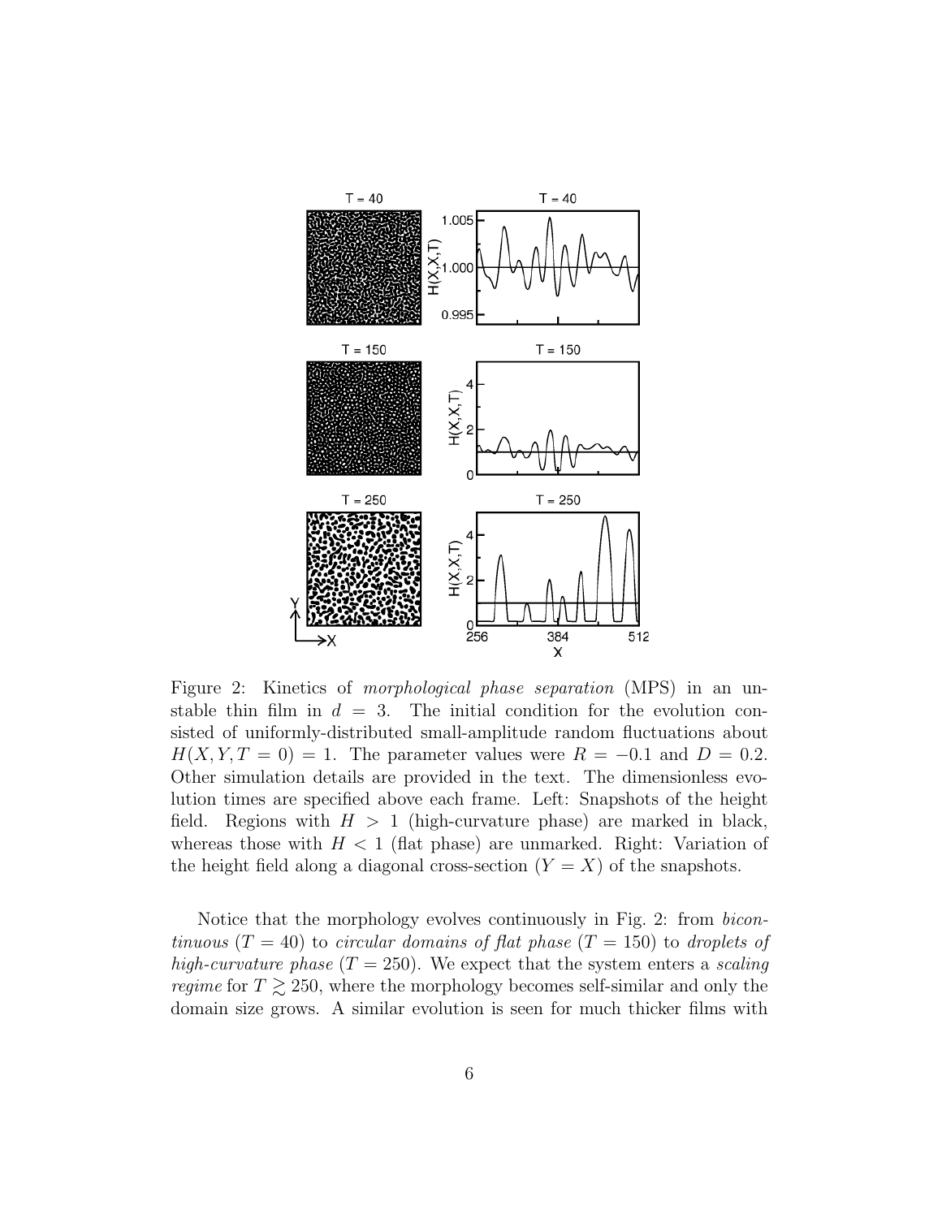Figure 2: Kinetics of *morphological phase separation* (MPS) in an unstable thin film in $d = 3$. The initial condition for the evolution consisted of uniformly-distributed small-amplitude random fluctuations about $H(X, Y, T = 0) = 1$. The parameter values were $R = -0.1$ and $D = 0.2$. Other simulation details are provided in the text. The dimensionless evolution times are specified above each frame. Left: Snapshots of the height field. Regions with $H > 1$ (high-curvature phase) are marked in black, whereas those with $H < 1$ (flat phase) are unmarked. Right: Variation of the height field along a diagonal cross-section ($Y = X$) of the snapshots.

Notice that the morphology evolves continuously in Fig. 2: from *bicontinuous* ($T = 40$) to *circular domains of flat phase* ($T = 150$) to *droplets of high-curvature phase* ($T = 250$). We expect that the system enters a *scaling regime* for $T \gtrsim 250$, where the morphology becomes self-similar and only the domain size grows. A similar evolution is seen for much thicker films with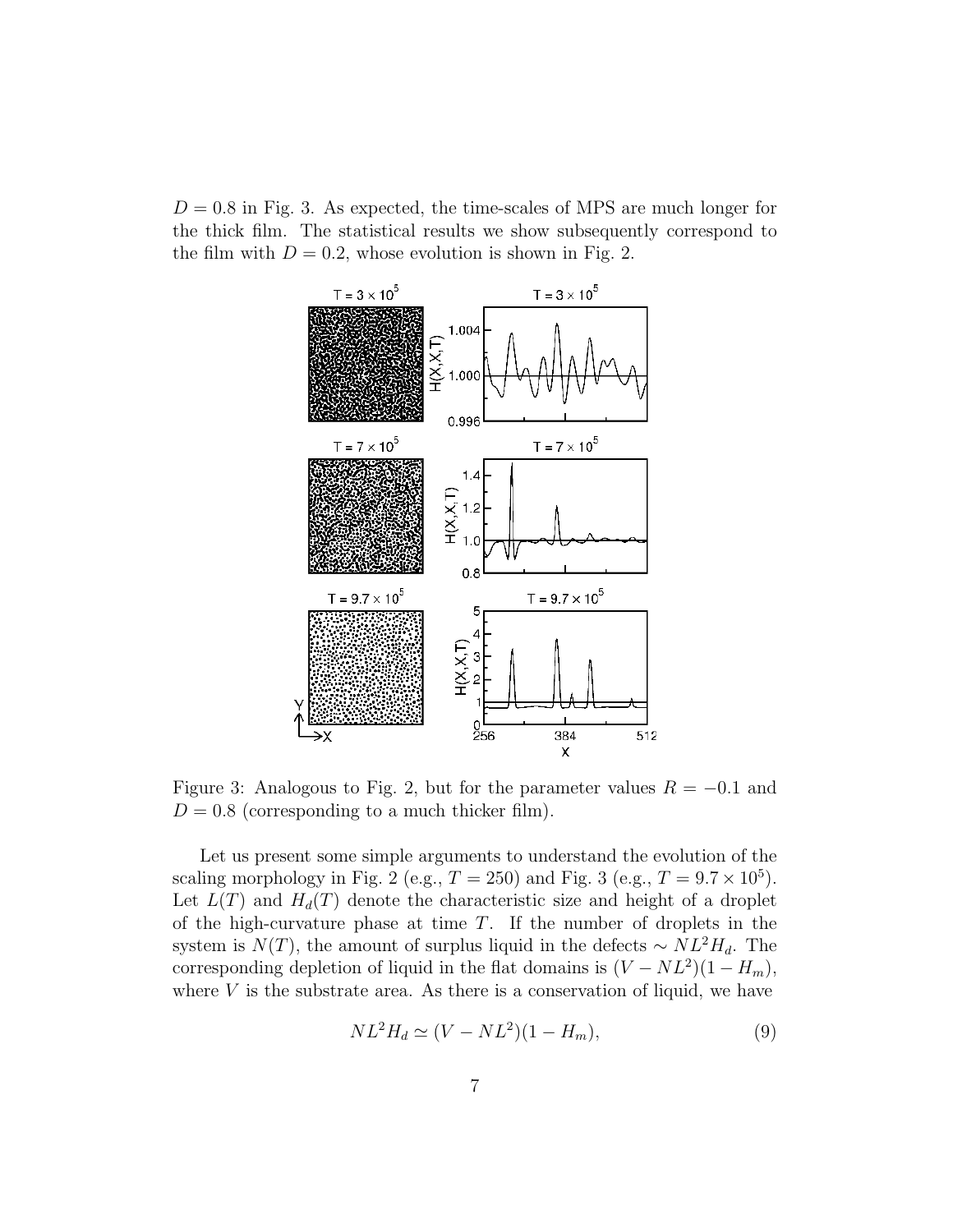$D = 0.8$ in Fig. 3. As expected, the time-scales of MPS are much longer for the thick film. The statistical results we show subsequently correspond to the film with $D = 0.2$, whose evolution is shown in Fig. 2.

Figure 3: Analogous to Fig. 2, but for the parameter values $R = -0.1$ and $D = 0.8$ (corresponding to a much thicker film).

Let us present some simple arguments to understand the evolution of the scaling morphology in Fig. 2 (e.g., $T = 250$) and Fig. 3 (e.g., $T = 9.7 \times 10^5$). Let $L(T)$ and $H_d(T)$ denote the characteristic size and height of a droplet of the high-curvature phase at time $T$. If the number of droplets in the system is $N(T)$, the amount of surplus liquid in the defects $\sim NL^2H_d$. The corresponding depletion of liquid in the flat domains is $(V - NL^2)(1 - H_m)$, where $V$ is the substrate area. As there is a conservation of liquid, we have

$$NL^2H_d \simeq (V - NL^2)(1 - H_m), \tag{9}$$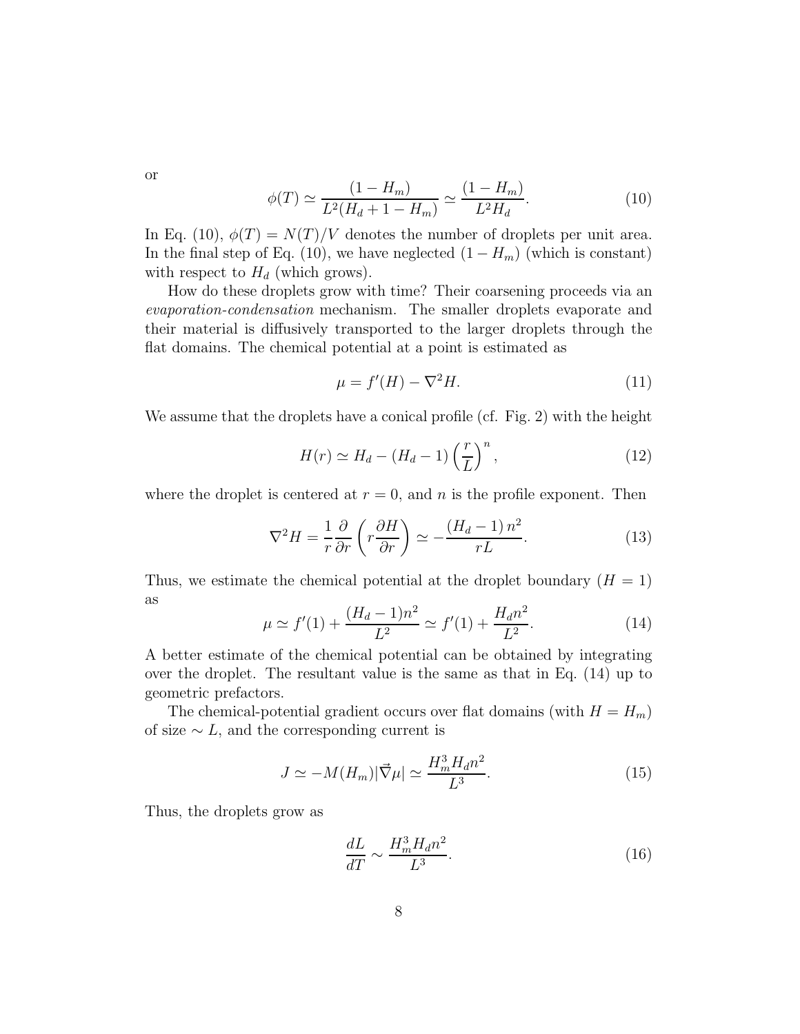or

$$\phi(T) \simeq \frac{(1 - H_m)}{L^2(H_d + 1 - H_m)} \simeq \frac{(1 - H_m)}{L^2 H_d}. \tag{10}$$

In Eq. (10), $\phi(T) = N(T)/V$ denotes the number of droplets per unit area. In the final step of Eq. (10), we have neglected $(1 - H_m)$ (which is constant) with respect to $H_d$ (which grows).

How do these droplets grow with time? Their coarsening proceeds via an *evaporation-condensation* mechanism. The smaller droplets evaporate and their material is diffusively transported to the larger droplets through the flat domains. The chemical potential at a point is estimated as

$$\mu = f'(H) - \nabla^2 H. \tag{11}$$

We assume that the droplets have a conical profile (cf. Fig. 2) with the height

$$H(r) \simeq H_d - (H_d - 1)\left(\frac{r}{L}\right)^n, \tag{12}$$

where the droplet is centered at $r = 0$, and $n$ is the profile exponent. Then

$$\nabla^2 H = \frac{1}{r}\frac{\partial}{\partial r}\left(r\frac{\partial H}{\partial r}\right) \simeq -\frac{(H_d - 1)\, n^2}{rL}. \tag{13}$$

Thus, we estimate the chemical potential at the droplet boundary ($H = 1$) as

$$\mu \simeq f'(1) + \frac{(H_d - 1)n^2}{L^2} \simeq f'(1) + \frac{H_d n^2}{L^2}. \tag{14}$$

A better estimate of the chemical potential can be obtained by integrating over the droplet. The resultant value is the same as that in Eq. (14) up to geometric prefactors.

The chemical-potential gradient occurs over flat domains (with $H = H_m$) of size $\sim L$, and the corresponding current is

$$J \simeq -M(H_m)|\vec{\nabla}\mu| \simeq \frac{H_m^3 H_d n^2}{L^3}. \tag{15}$$

Thus, the droplets grow as

$$\frac{dL}{dT} \sim \frac{H_m^3 H_d n^2}{L^3}. \tag{16}$$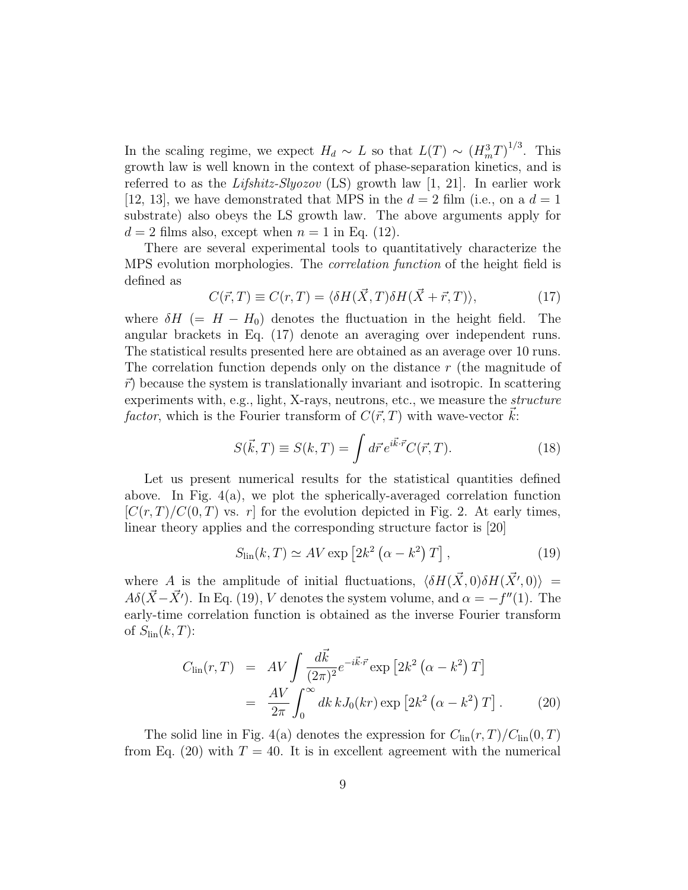In the scaling regime, we expect $H_d \sim L$ so that $L(T) \sim \left(H_m^3 T\right)^{1/3}$. This growth law is well known in the context of phase-separation kinetics, and is referred to as the *Lifshitz-Slyozov* (LS) growth law [1, 21]. In earlier work [12, 13], we have demonstrated that MPS in the $d = 2$ film (i.e., on a $d = 1$ substrate) also obeys the LS growth law. The above arguments apply for $d = 2$ films also, except when $n = 1$ in Eq. (12).

There are several experimental tools to quantitatively characterize the MPS evolution morphologies. The *correlation function* of the height field is defined as

$$C(\vec{r}, T) \equiv C(r, T) = \langle \delta H(\vec{X}, T) \delta H(\vec{X} + \vec{r}, T) \rangle, \tag{17}$$

where $\delta H$ $(= H - H_0)$ denotes the fluctuation in the height field. The angular brackets in Eq. (17) denote an averaging over independent runs. The statistical results presented here are obtained as an average over 10 runs. The correlation function depends only on the distance $r$ (the magnitude of $\vec{r}$) because the system is translationally invariant and isotropic. In scattering experiments with, e.g., light, X-rays, neutrons, etc., we measure the *structure factor*, which is the Fourier transform of $C(\vec{r}, T)$ with wave-vector $\vec{k}$:

$$S(\vec{k}, T) \equiv S(k, T) = \int d\vec{r} e^{i\vec{k}\cdot\vec{r}} C(\vec{r}, T). \tag{18}$$

Let us present numerical results for the statistical quantities defined above. In Fig. 4(a), we plot the spherically-averaged correlation function $[C(r, T)/C(0, T)$ vs. $r]$ for the evolution depicted in Fig. 2. At early times, linear theory applies and the corresponding structure factor is [20]

$$S_{\text{lin}}(k, T) \simeq AV \exp\left[2k^2\left(\alpha - k^2\right) T\right], \tag{19}$$

where $A$ is the amplitude of initial fluctuations, $\langle \delta H(\vec{X}, 0) \delta H(\vec{X}', 0) \rangle = A\delta(\vec{X} - \vec{X}')$. In Eq. (19), $V$ denotes the system volume, and $\alpha = -f''(1)$. The early-time correlation function is obtained as the inverse Fourier transform of $S_{\text{lin}}(k, T)$:

$$\begin{aligned} C_{\text{lin}}(r, T) &= AV \int \frac{d\vec{k}}{(2\pi)^2} e^{-i\vec{k}\cdot\vec{r}} \exp\left[2k^2\left(\alpha - k^2\right) T\right] \\ &= \frac{AV}{2\pi} \int_0^\infty dk\, k J_0(kr) \exp\left[2k^2\left(\alpha - k^2\right) T\right]. \end{aligned} \tag{20}$$

The solid line in Fig. 4(a) denotes the expression for $C_{\text{lin}}(r, T)/C_{\text{lin}}(0, T)$ from Eq. (20) with $T = 40$. It is in excellent agreement with the numerical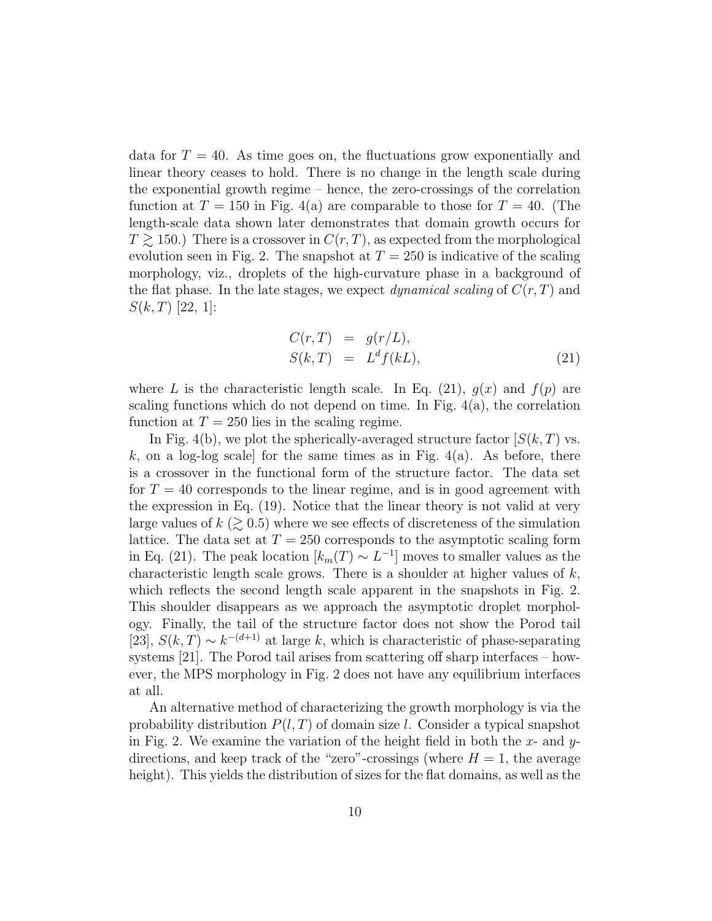data for $T = 40$. As time goes on, the fluctuations grow exponentially and linear theory ceases to hold. There is no change in the length scale during the exponential growth regime – hence, the zero-crossings of the correlation function at $T = 150$ in Fig. 4(a) are comparable to those for $T = 40$. (The length-scale data shown later demonstrates that domain growth occurs for $T \gtrsim 150$.) There is a crossover in $C(r, T)$, as expected from the morphological evolution seen in Fig. 2. The snapshot at $T = 250$ is indicative of the scaling morphology, viz., droplets of the high-curvature phase in a background of the flat phase. In the late stages, we expect *dynamical scaling* of $C(r, T)$ and $S(k, T)$ [22, 1]:

$$
\begin{aligned}
C(r, T) &= g(r/L), \\
S(k, T) &= L^d f(kL),
\end{aligned}
\tag{21}
$$

where $L$ is the characteristic length scale. In Eq. (21), $g(x)$ and $f(p)$ are scaling functions which do not depend on time. In Fig. 4(a), the correlation function at $T = 250$ lies in the scaling regime.

In Fig. 4(b), we plot the spherically-averaged structure factor [$S(k, T)$ vs. $k$, on a log-log scale] for the same times as in Fig. 4(a). As before, there is a crossover in the functional form of the structure factor. The data set for $T = 40$ corresponds to the linear regime, and is in good agreement with the expression in Eq. (19). Notice that the linear theory is not valid at very large values of $k$ ($\gtrsim 0.5$) where we see effects of discreteness of the simulation lattice. The data set at $T = 250$ corresponds to the asymptotic scaling form in Eq. (21). The peak location [$k_m(T) \sim L^{-1}$] moves to smaller values as the characteristic length scale grows. There is a shoulder at higher values of $k$, which reflects the second length scale apparent in the snapshots in Fig. 2. This shoulder disappears as we approach the asymptotic droplet morphology. Finally, the tail of the structure factor does not show the Porod tail [23], $S(k, T) \sim k^{-(d+1)}$ at large $k$, which is characteristic of phase-separating systems [21]. The Porod tail arises from scattering off sharp interfaces – however, the MPS morphology in Fig. 2 does not have any equilibrium interfaces at all.

An alternative method of characterizing the growth morphology is via the probability distribution $P(l, T)$ of domain size $l$. Consider a typical snapshot in Fig. 2. We examine the variation of the height field in both the $x$- and $y$-directions, and keep track of the "zero"-crossings (where $H = 1$, the average height). This yields the distribution of sizes for the flat domains, as well as the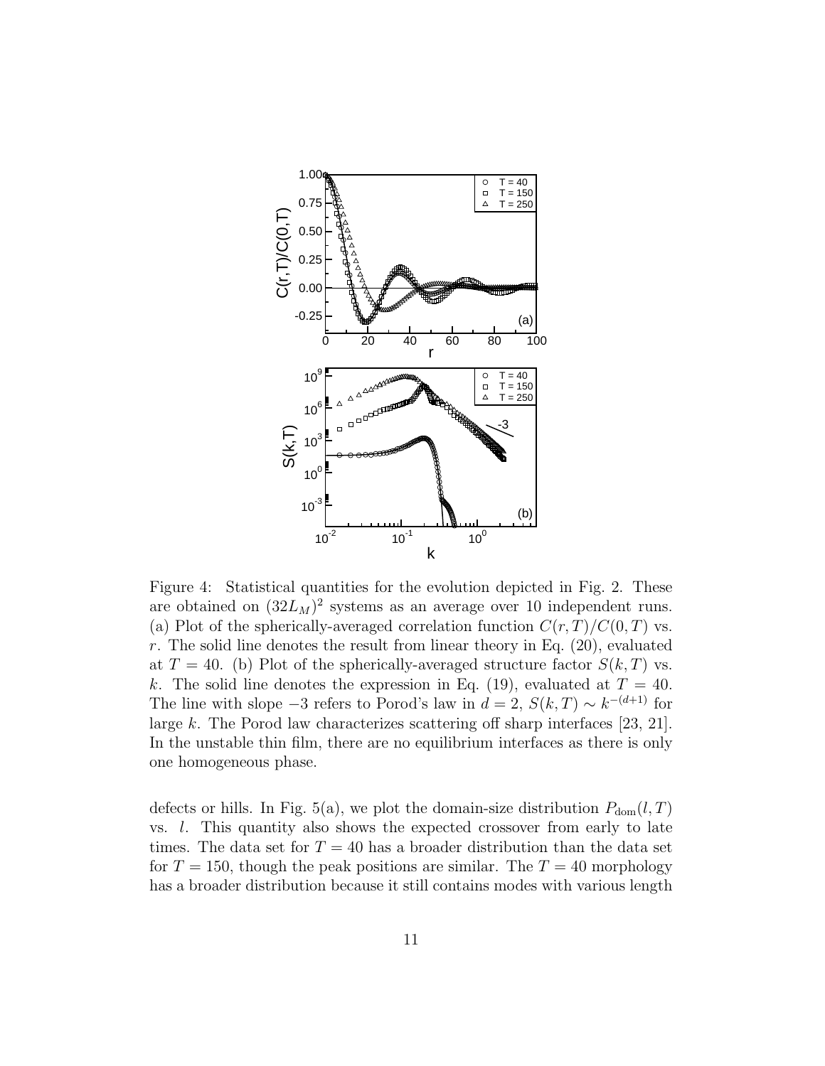Figure 4: Statistical quantities for the evolution depicted in Fig. 2. These are obtained on $(32L_M)^2$ systems as an average over 10 independent runs. (a) Plot of the spherically-averaged correlation function $C(r,T)/C(0,T)$ vs. $r$. The solid line denotes the result from linear theory in Eq. (20), evaluated at $T = 40$. (b) Plot of the spherically-averaged structure factor $S(k,T)$ vs. $k$. The solid line denotes the expression in Eq. (19), evaluated at $T = 40$. The line with slope $-3$ refers to Porod's law in $d = 2$, $S(k,T) \sim k^{-(d+1)}$ for large $k$. The Porod law characterizes scattering off sharp interfaces [23, 21]. In the unstable thin film, there are no equilibrium interfaces as there is only one homogeneous phase.

defects or hills. In Fig. 5(a), we plot the domain-size distribution $P_{\rm dom}(l,T)$ vs. $l$. This quantity also shows the expected crossover from early to late times. The data set for $T = 40$ has a broader distribution than the data set for $T = 150$, though the peak positions are similar. The $T = 40$ morphology has a broader distribution because it still contains modes with various length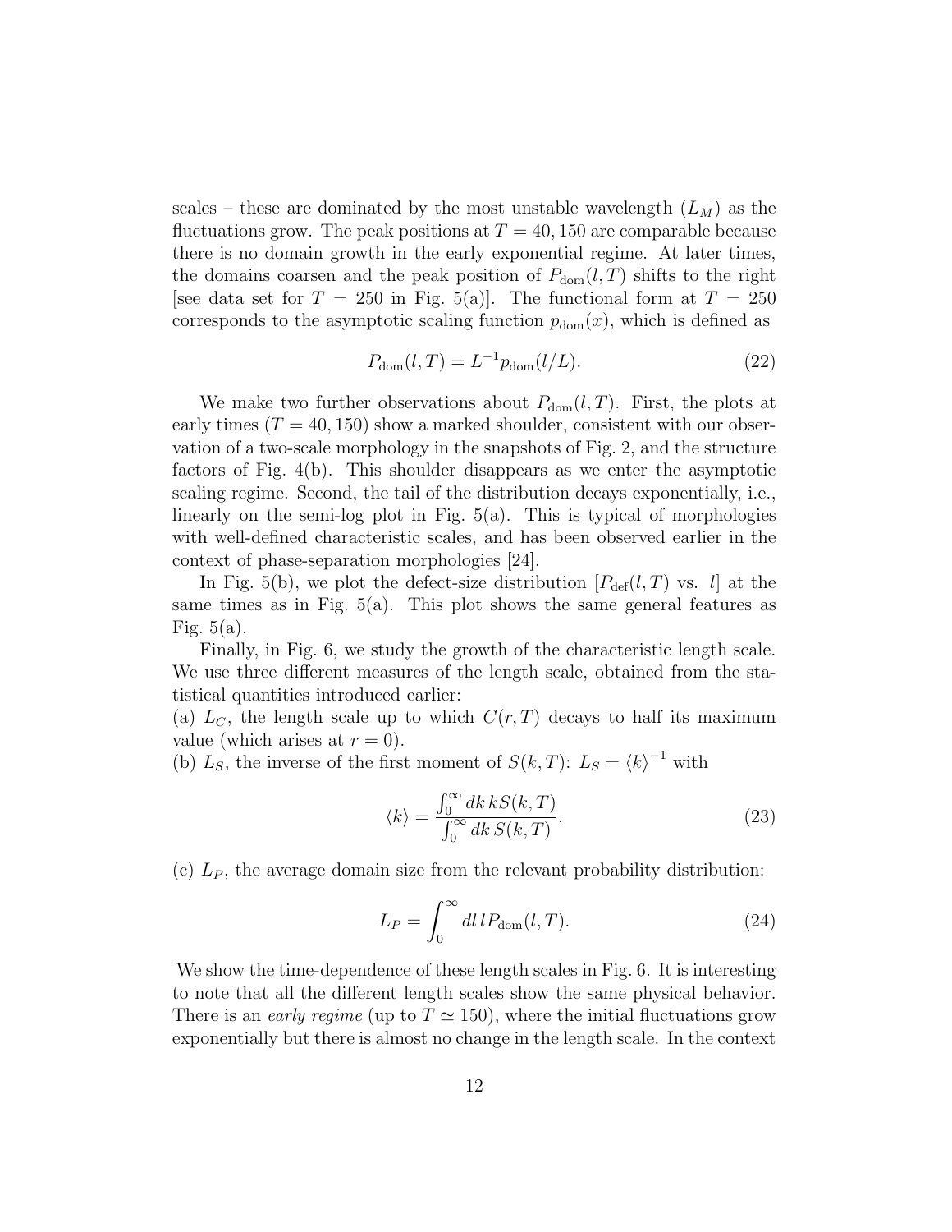scales – these are dominated by the most unstable wavelength ($L_M$) as the fluctuations grow. The peak positions at $T = 40, 150$ are comparable because there is no domain growth in the early exponential regime. At later times, the domains coarsen and the peak position of $P_{\rm dom}(l, T)$ shifts to the right [see data set for $T = 250$ in Fig. 5(a)]. The functional form at $T = 250$ corresponds to the asymptotic scaling function $p_{\rm dom}(x)$, which is defined as

$$P_{\rm dom}(l, T) = L^{-1} p_{\rm dom}(l/L). \tag{22}$$

We make two further observations about $P_{\rm dom}(l, T)$. First, the plots at early times ($T = 40, 150$) show a marked shoulder, consistent with our observation of a two-scale morphology in the snapshots of Fig. 2, and the structure factors of Fig. 4(b). This shoulder disappears as we enter the asymptotic scaling regime. Second, the tail of the distribution decays exponentially, i.e., linearly on the semi-log plot in Fig. 5(a). This is typical of morphologies with well-defined characteristic scales, and has been observed earlier in the context of phase-separation morphologies [24].

In Fig. 5(b), we plot the defect-size distribution [$P_{\rm def}(l, T)$ vs. $l$] at the same times as in Fig. 5(a). This plot shows the same general features as Fig. 5(a).

Finally, in Fig. 6, we study the growth of the characteristic length scale. We use three different measures of the length scale, obtained from the statistical quantities introduced earlier:

(a) $L_C$, the length scale up to which $C(r, T)$ decays to half its maximum value (which arises at $r = 0$).

(b) $L_S$, the inverse of the first moment of $S(k, T)$: $L_S = \langle k \rangle^{-1}$ with

$$\langle k \rangle = \frac{\int_0^\infty dk\, k S(k, T)}{\int_0^\infty dk\, S(k, T)}. \tag{23}$$

(c) $L_P$, the average domain size from the relevant probability distribution:

$$L_P = \int_0^\infty dl\, l P_{\rm dom}(l, T). \tag{24}$$

We show the time-dependence of these length scales in Fig. 6. It is interesting to note that all the different length scales show the same physical behavior. There is an *early regime* (up to $T \simeq 150$), where the initial fluctuations grow exponentially but there is almost no change in the length scale. In the context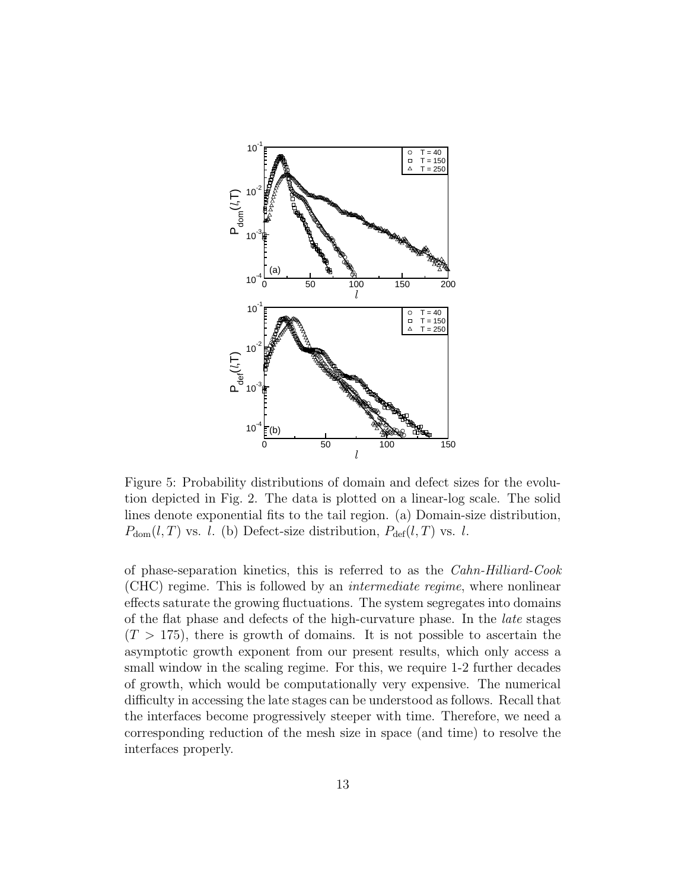Figure 5: Probability distributions of domain and defect sizes for the evolution depicted in Fig. 2. The data is plotted on a linear-log scale. The solid lines denote exponential fits to the tail region. (a) Domain-size distribution, $P_{\rm dom}(l,T)$ vs. $l$. (b) Defect-size distribution, $P_{\rm def}(l,T)$ vs. $l$.

of phase-separation kinetics, this is referred to as the *Cahn-Hilliard-Cook* (CHC) regime. This is followed by an *intermediate regime*, where nonlinear effects saturate the growing fluctuations. The system segregates into domains of the flat phase and defects of the high-curvature phase. In the *late* stages ($T > 175$), there is growth of domains. It is not possible to ascertain the asymptotic growth exponent from our present results, which only access a small window in the scaling regime. For this, we require 1-2 further decades of growth, which would be computationally very expensive. The numerical difficulty in accessing the late stages can be understood as follows. Recall that the interfaces become progressively steeper with time. Therefore, we need a corresponding reduction of the mesh size in space (and time) to resolve the interfaces properly.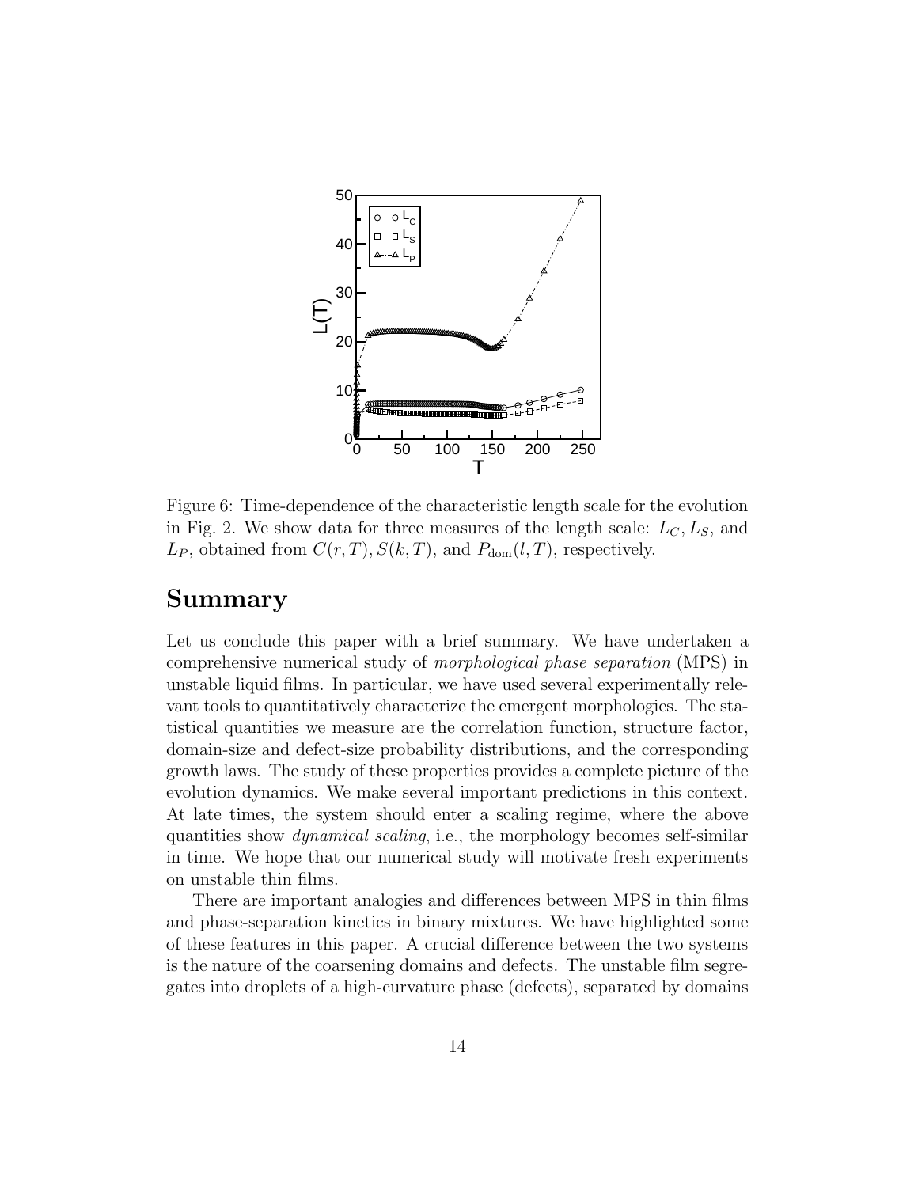Figure 6: Time-dependence of the characteristic length scale for the evolution in Fig. 2. We show data for three measures of the length scale: $L_C$, $L_S$, and $L_P$, obtained from $C(r,T)$, $S(k,T)$, and $P_{\rm dom}(l,T)$, respectively.

## Summary

Let us conclude this paper with a brief summary. We have undertaken a comprehensive numerical study of *morphological phase separation* (MPS) in unstable liquid films. In particular, we have used several experimentally relevant tools to quantitatively characterize the emergent morphologies. The statistical quantities we measure are the correlation function, structure factor, domain-size and defect-size probability distributions, and the corresponding growth laws. The study of these properties provides a complete picture of the evolution dynamics. We make several important predictions in this context. At late times, the system should enter a scaling regime, where the above quantities show *dynamical scaling*, i.e., the morphology becomes self-similar in time. We hope that our numerical study will motivate fresh experiments on unstable thin films.

There are important analogies and differences between MPS in thin films and phase-separation kinetics in binary mixtures. We have highlighted some of these features in this paper. A crucial difference between the two systems is the nature of the coarsening domains and defects. The unstable film segregates into droplets of a high-curvature phase (defects), separated by domains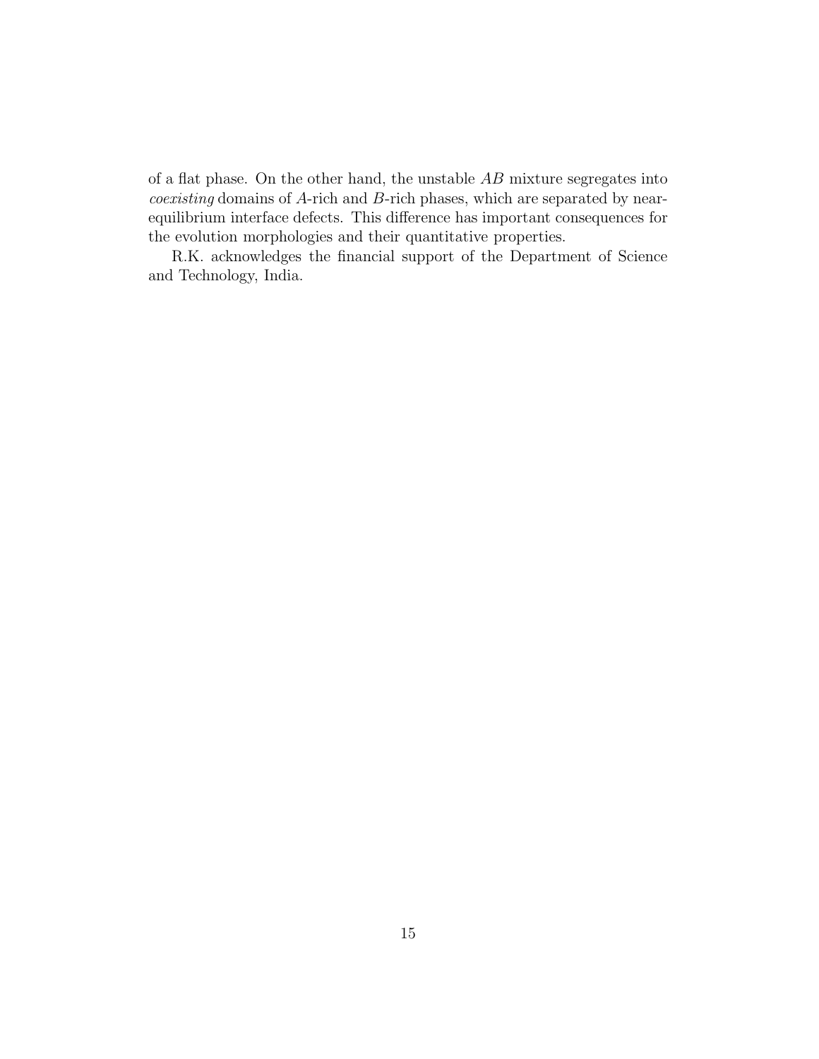of a flat phase. On the other hand, the unstable $AB$ mixture segregates into *coexisting* domains of $A$-rich and $B$-rich phases, which are separated by near-equilibrium interface defects. This difference has important consequences for the evolution morphologies and their quantitative properties.

R.K. acknowledges the financial support of the Department of Science and Technology, India.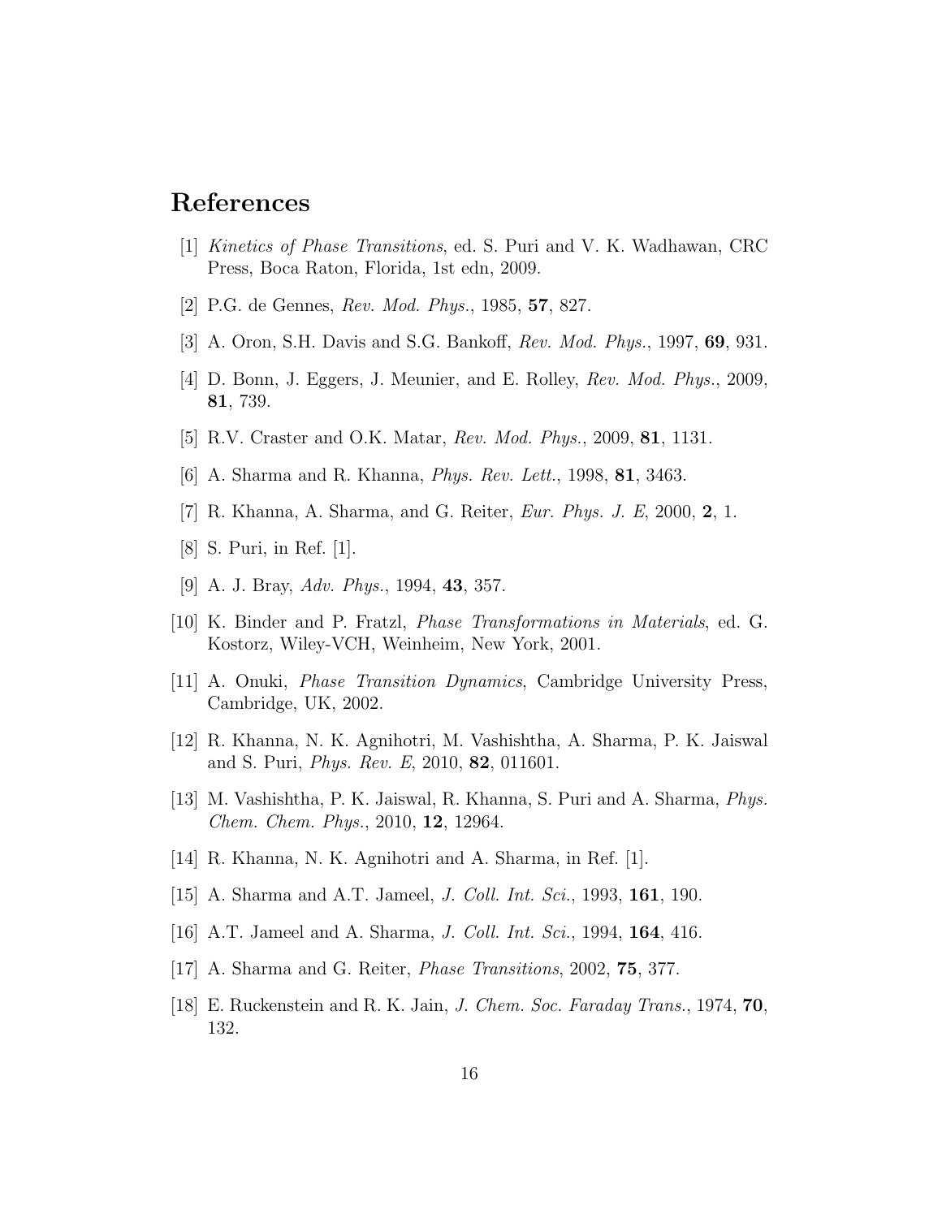# References

[1] *Kinetics of Phase Transitions*, ed. S. Puri and V. K. Wadhawan, CRC Press, Boca Raton, Florida, 1st edn, 2009.

[2] P.G. de Gennes, *Rev. Mod. Phys.*, 1985, **57**, 827.

[3] A. Oron, S.H. Davis and S.G. Bankoff, *Rev. Mod. Phys.*, 1997, **69**, 931.

[4] D. Bonn, J. Eggers, J. Meunier, and E. Rolley, *Rev. Mod. Phys.*, 2009, **81**, 739.

[5] R.V. Craster and O.K. Matar, *Rev. Mod. Phys.*, 2009, **81**, 1131.

[6] A. Sharma and R. Khanna, *Phys. Rev. Lett.*, 1998, **81**, 3463.

[7] R. Khanna, A. Sharma, and G. Reiter, *Eur. Phys. J. E*, 2000, **2**, 1.

[8] S. Puri, in Ref. [1].

[9] A. J. Bray, *Adv. Phys.*, 1994, **43**, 357.

[10] K. Binder and P. Fratzl, *Phase Transformations in Materials*, ed. G. Kostorz, Wiley-VCH, Weinheim, New York, 2001.

[11] A. Onuki, *Phase Transition Dynamics*, Cambridge University Press, Cambridge, UK, 2002.

[12] R. Khanna, N. K. Agnihotri, M. Vashishtha, A. Sharma, P. K. Jaiswal and S. Puri, *Phys. Rev. E*, 2010, **82**, 011601.

[13] M. Vashishtha, P. K. Jaiswal, R. Khanna, S. Puri and A. Sharma, *Phys. Chem. Chem. Phys.*, 2010, **12**, 12964.

[14] R. Khanna, N. K. Agnihotri and A. Sharma, in Ref. [1].

[15] A. Sharma and A.T. Jameel, *J. Coll. Int. Sci.*, 1993, **161**, 190.

[16] A.T. Jameel and A. Sharma, *J. Coll. Int. Sci.*, 1994, **164**, 416.

[17] A. Sharma and G. Reiter, *Phase Transitions*, 2002, **75**, 377.

[18] E. Ruckenstein and R. K. Jain, *J. Chem. Soc. Faraday Trans.*, 1974, **70**, 132.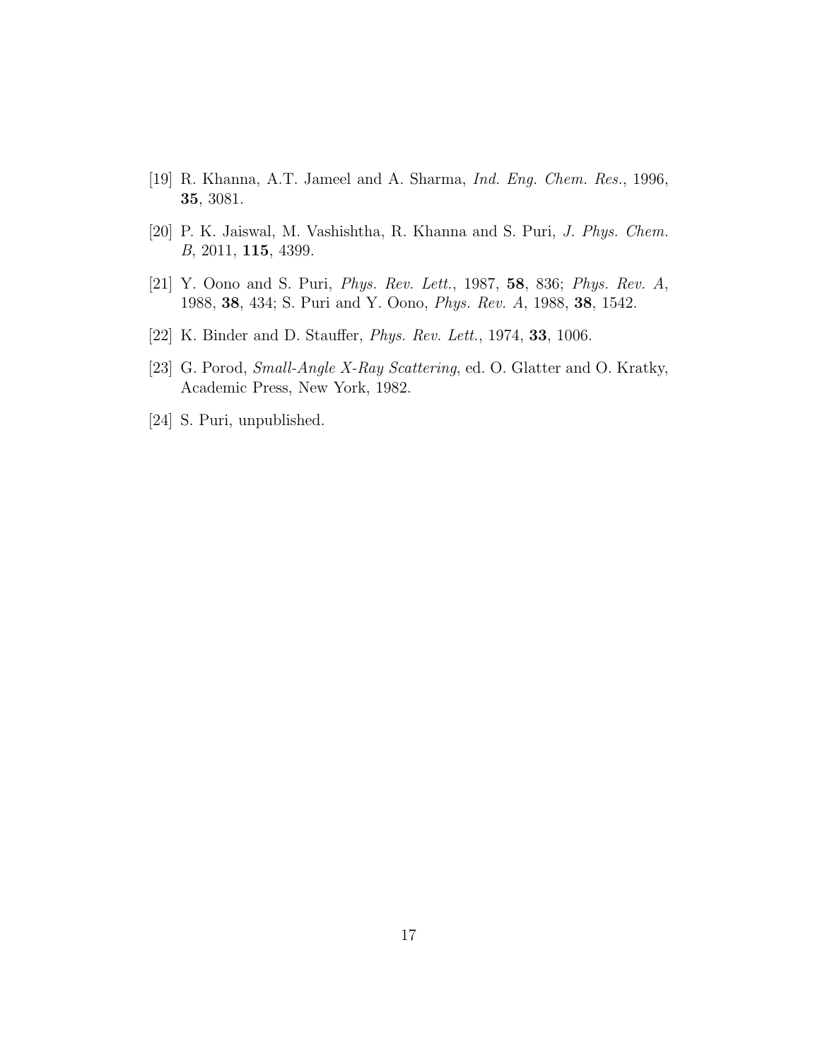[19] R. Khanna, A.T. Jameel and A. Sharma, *Ind. Eng. Chem. Res.*, 1996, **35**, 3081.

[20] P. K. Jaiswal, M. Vashishtha, R. Khanna and S. Puri, *J. Phys. Chem. B*, 2011, **115**, 4399.

[21] Y. Oono and S. Puri, *Phys. Rev. Lett.*, 1987, **58**, 836; *Phys. Rev. A*, 1988, **38**, 434; S. Puri and Y. Oono, *Phys. Rev. A*, 1988, **38**, 1542.

[22] K. Binder and D. Stauffer, *Phys. Rev. Lett.*, 1974, **33**, 1006.

[23] G. Porod, *Small-Angle X-Ray Scattering*, ed. O. Glatter and O. Kratky, Academic Press, New York, 1982.

[24] S. Puri, unpublished.